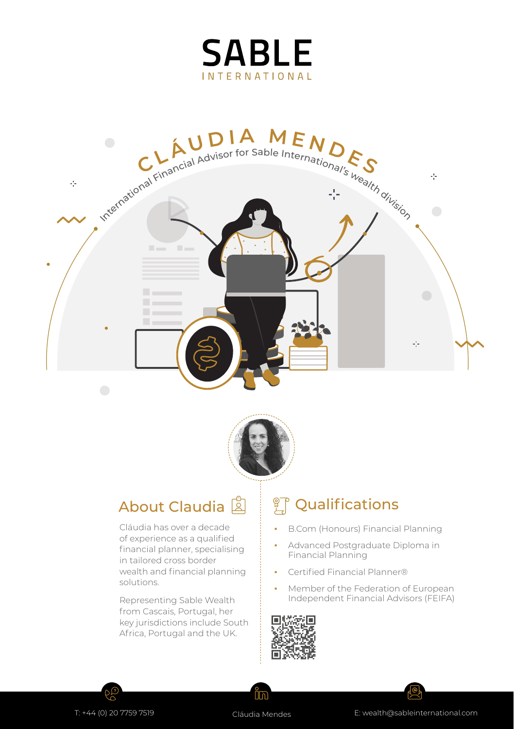# SABLE

INTERNATIONAL

## CLÁUDIA MENDES

International Financial Advisor for Sable International's wealth division

## About Claudia

Cláudia has over a decade of experience as a qualified financial planner, specialising in tailored cross border wealth and financial planning solutions.

Representing Sable Wealth from Cascais, Portugal, her key jurisdictions include South Africa, Portugal and the UK.

## Qualifications

- B.Com (Honours) Financial Planning
- Advanced Postgraduate Diploma in Financial Planning
- Certified Financial Planner®
- Member of the Federation of European Independent Financial Advisors (FEIFA)

T: +44 (0) 20 7759 7519

Cláudia Mendes

E: wealth@sableinternational.com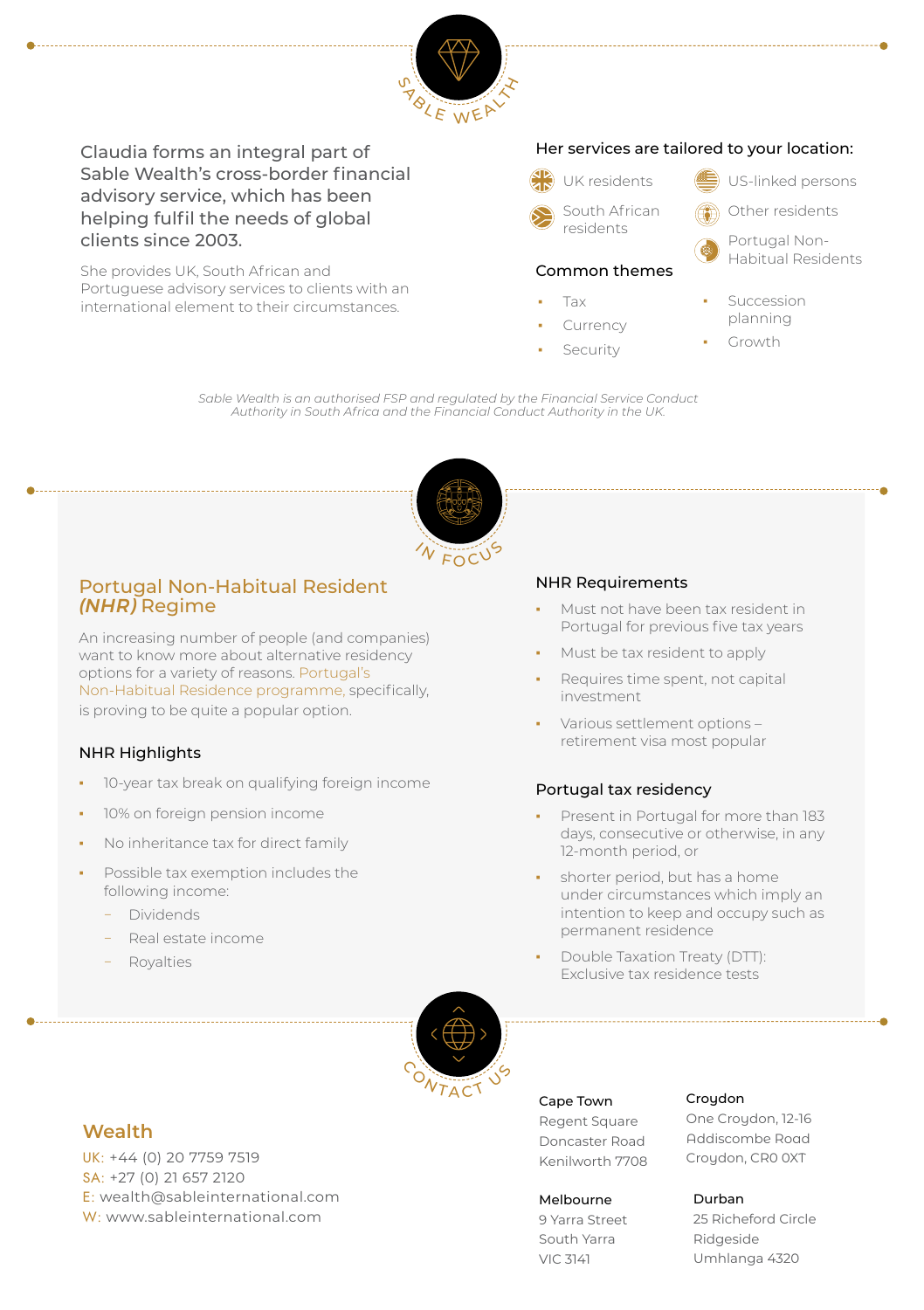SABLE WEALTH

Claudia forms an integral part of Sable Wealth's cross-border financial advisory service, which has been helping fulfil the needs of global clients since 2003.

She provides UK, South African and Portuguese advisory services to clients with an international element to their circumstances.

### Her services are tailored to your location:

- UK residents
- South African residents
- US-linked persons
- Other residents
- Portugal Non-Habitual Residents

### Common themes

- Tax
- Currency
- Security
- Succession planning
- Growth

*Sable Wealth is an authorised FSP and regulated by the Financial Service Conduct Authority in South Africa and the Financial Conduct Authority in the UK.*

IN FOCUS

## Portugal Non-Habitual Resident *(NHR)* Regime

An increasing number of people (and companies) want to know more about alternative residency options for a variety of reasons. Portugal's Non-Habitual Residence programme, specifically, is proving to be quite a popular option.

### NHR Highlights

- 10-year tax break on qualifying foreign income
- 10% on foreign pension income
- No inheritance tax for direct family
- Possible tax exemption includes the following income:
  - Dividends
  - Real estate income
  - Royalties

### NHR Requirements

- Must not have been tax resident in Portugal for previous five tax years
- Must be tax resident to apply
- Requires time spent, not capital investment
- Various settlement options – retirement visa most popular

### Portugal tax residency

- Present in Portugal for more than 183 days, consecutive or otherwise, in any 12-month period, or
- shorter period, but has a home under circumstances which imply an intention to keep and occupy such as permanent residence
- Double Taxation Treaty (DTT): Exclusive tax residence tests

CONTACT US

## Wealth

UK: +44 (0) 20 7759 7519
SA: +27 (0) 21 657 2120
E: wealth@sableinternational.com
W: www.sableinternational.com

**Cape Town**
Regent Square
Doncaster Road
Kenilworth 7708

**Croydon**
One Croydon, 12-16
Addiscombe Road
Croydon, CR0 0XT

**Melbourne**
9 Yarra Street
South Yarra
VIC 3141

**Durban**
25 Richeford Circle
Ridgeside
Umhlanga 4320